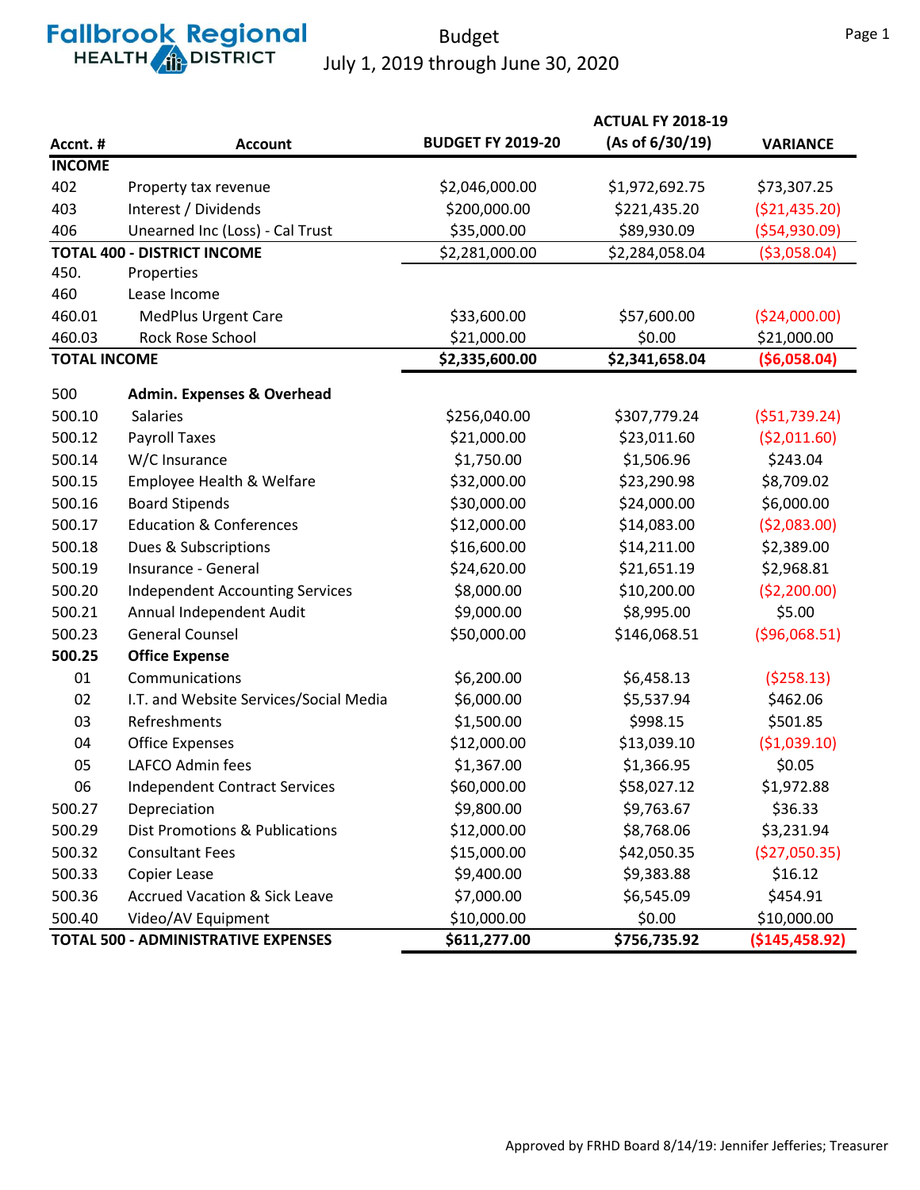# Fallbrook Regional HEALTH DISTRICT

## Budget
## July 1, 2019 through June 30, 2020

| Accnt. # | Account | BUDGET FY 2019-20 | ACTUAL FY 2018-19 (As of 6/30/19) | VARIANCE |
|---|---|---|---|---|
| **INCOME** | | | | |
| 402 | Property tax revenue | $2,046,000.00 | $1,972,692.75 | $73,307.25 |
| 403 | Interest / Dividends | $200,000.00 | $221,435.20 | ($21,435.20) |
| 406 | Unearned Inc (Loss) - Cal Trust | $35,000.00 | $89,930.09 | ($54,930.09) |
| **TOTAL 400 - DISTRICT INCOME** | | $2,281,000.00 | $2,284,058.04 | ($3,058.04) |
| 450. | Properties | | | |
| 460 | Lease Income | | | |
| 460.01 | MedPlus Urgent Care | $33,600.00 | $57,600.00 | ($24,000.00) |
| 460.03 | Rock Rose School | $21,000.00 | $0.00 | $21,000.00 |
| **TOTAL INCOME** | | **$2,335,600.00** | **$2,341,658.04** | **($6,058.04)** |
| 500 | **Admin. Expenses & Overhead** | | | |
| 500.10 | Salaries | $256,040.00 | $307,779.24 | ($51,739.24) |
| 500.12 | Payroll Taxes | $21,000.00 | $23,011.60 | ($2,011.60) |
| 500.14 | W/C Insurance | $1,750.00 | $1,506.96 | $243.04 |
| 500.15 | Employee Health & Welfare | $32,000.00 | $23,290.98 | $8,709.02 |
| 500.16 | Board Stipends | $30,000.00 | $24,000.00 | $6,000.00 |
| 500.17 | Education & Conferences | $12,000.00 | $14,083.00 | ($2,083.00) |
| 500.18 | Dues & Subscriptions | $16,600.00 | $14,211.00 | $2,389.00 |
| 500.19 | Insurance - General | $24,620.00 | $21,651.19 | $2,968.81 |
| 500.20 | Independent Accounting Services | $8,000.00 | $10,200.00 | ($2,200.00) |
| 500.21 | Annual Independent Audit | $9,000.00 | $8,995.00 | $5.00 |
| 500.23 | General Counsel | $50,000.00 | $146,068.51 | ($96,068.51) |
| **500.25** | **Office Expense** | | | |
| 01 | Communications | $6,200.00 | $6,458.13 | ($258.13) |
| 02 | I.T. and Website Services/Social Media | $6,000.00 | $5,537.94 | $462.06 |
| 03 | Refreshments | $1,500.00 | $998.15 | $501.85 |
| 04 | Office Expenses | $12,000.00 | $13,039.10 | ($1,039.10) |
| 05 | LAFCO Admin fees | $1,367.00 | $1,366.95 | $0.05 |
| 06 | Independent Contract Services | $60,000.00 | $58,027.12 | $1,972.88 |
| 500.27 | Depreciation | $9,800.00 | $9,763.67 | $36.33 |
| 500.29 | Dist Promotions & Publications | $12,000.00 | $8,768.06 | $3,231.94 |
| 500.32 | Consultant Fees | $15,000.00 | $42,050.35 | ($27,050.35) |
| 500.33 | Copier Lease | $9,400.00 | $9,383.88 | $16.12 |
| 500.36 | Accrued Vacation & Sick Leave | $7,000.00 | $6,545.09 | $454.91 |
| 500.40 | Video/AV Equipment | $10,000.00 | $0.00 | $10,000.00 |
| **TOTAL 500 - ADMINISTRATIVE EXPENSES** | | **$611,277.00** | **$756,735.92** | **($145,458.92)** |

Approved by FRHD Board 8/14/19: Jennifer Jefferies; Treasurer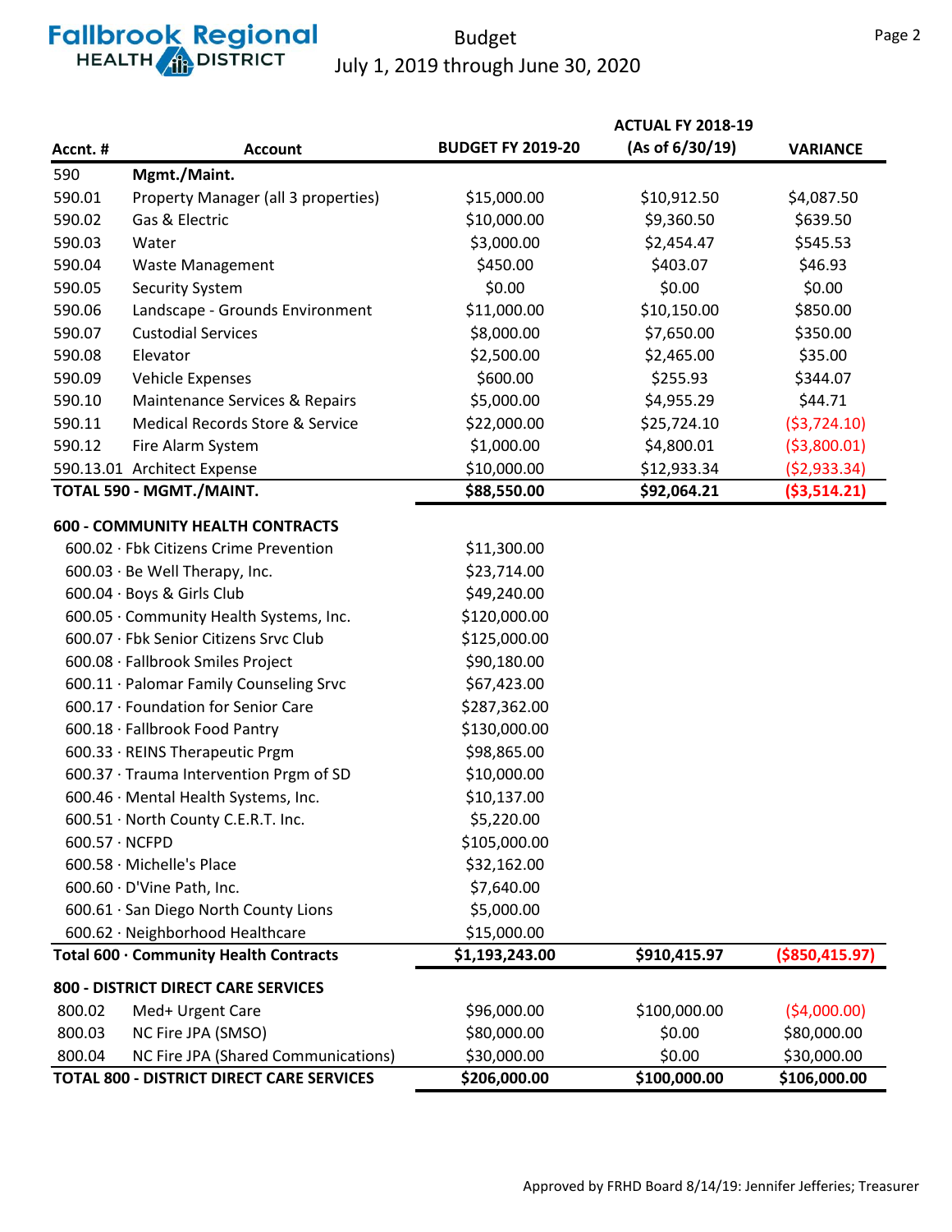# Fallbrook Regional Health District

## Budget
## July 1, 2019 through June 30, 2020

| Accnt. # | Account | BUDGET FY 2019-20 | ACTUAL FY 2018-19 (As of 6/30/19) | VARIANCE |
|---|---|---|---|---|
| 590 | **Mgmt./Maint.** | | | |
| 590.01 | Property Manager (all 3 properties) | $15,000.00 | $10,912.50 | $4,087.50 |
| 590.02 | Gas & Electric | $10,000.00 | $9,360.50 | $639.50 |
| 590.03 | Water | $3,000.00 | $2,454.47 | $545.53 |
| 590.04 | Waste Management | $450.00 | $403.07 | $46.93 |
| 590.05 | Security System | $0.00 | $0.00 | $0.00 |
| 590.06 | Landscape - Grounds Environment | $11,000.00 | $10,150.00 | $850.00 |
| 590.07 | Custodial Services | $8,000.00 | $7,650.00 | $350.00 |
| 590.08 | Elevator | $2,500.00 | $2,465.00 | $35.00 |
| 590.09 | Vehicle Expenses | $600.00 | $255.93 | $344.07 |
| 590.10 | Maintenance Services & Repairs | $5,000.00 | $4,955.29 | $44.71 |
| 590.11 | Medical Records Store & Service | $22,000.00 | $25,724.10 | ($3,724.10) |
| 590.12 | Fire Alarm System | $1,000.00 | $4,800.01 | ($3,800.01) |
| 590.13.01 | Architect Expense | $10,000.00 | $12,933.34 | ($2,933.34) |
| **TOTAL 590 - MGMT./MAINT.** | | **$88,550.00** | **$92,064.21** | **($3,514.21)** |
| **600 - COMMUNITY HEALTH CONTRACTS** | | | | |
| 600.02 · Fbk Citizens Crime Prevention | | $11,300.00 | | |
| 600.03 · Be Well Therapy, Inc. | | $23,714.00 | | |
| 600.04 · Boys & Girls Club | | $49,240.00 | | |
| 600.05 · Community Health Systems, Inc. | | $120,000.00 | | |
| 600.07 · Fbk Senior Citizens Srvc Club | | $125,000.00 | | |
| 600.08 · Fallbrook Smiles Project | | $90,180.00 | | |
| 600.11 · Palomar Family Counseling Srvc | | $67,423.00 | | |
| 600.17 · Foundation for Senior Care | | $287,362.00 | | |
| 600.18 · Fallbrook Food Pantry | | $130,000.00 | | |
| 600.33 · REINS Therapeutic Prgm | | $98,865.00 | | |
| 600.37 · Trauma Intervention Prgm of SD | | $10,000.00 | | |
| 600.46 · Mental Health Systems, Inc. | | $10,137.00 | | |
| 600.51 · North County C.E.R.T. Inc. | | $5,220.00 | | |
| 600.57 · NCFPD | | $105,000.00 | | |
| 600.58 · Michelle's Place | | $32,162.00 | | |
| 600.60 · D'Vine Path, Inc. | | $7,640.00 | | |
| 600.61 · San Diego North County Lions | | $5,000.00 | | |
| 600.62 · Neighborhood Healthcare | | $15,000.00 | | |
| **Total 600 · Community Health Contracts** | | **$1,193,243.00** | **$910,415.97** | **($850,415.97)** |
| **800 - DISTRICT DIRECT CARE SERVICES** | | | | |
| 800.02 | Med+ Urgent Care | $96,000.00 | $100,000.00 | ($4,000.00) |
| 800.03 | NC Fire JPA (SMSO) | $80,000.00 | $0.00 | $80,000.00 |
| 800.04 | NC Fire JPA (Shared Communications) | $30,000.00 | $0.00 | $30,000.00 |
| **TOTAL 800 - DISTRICT DIRECT CARE SERVICES** | | **$206,000.00** | **$100,000.00** | **$106,000.00** |

Approved by FRHD Board 8/14/19: Jennifer Jefferies; Treasurer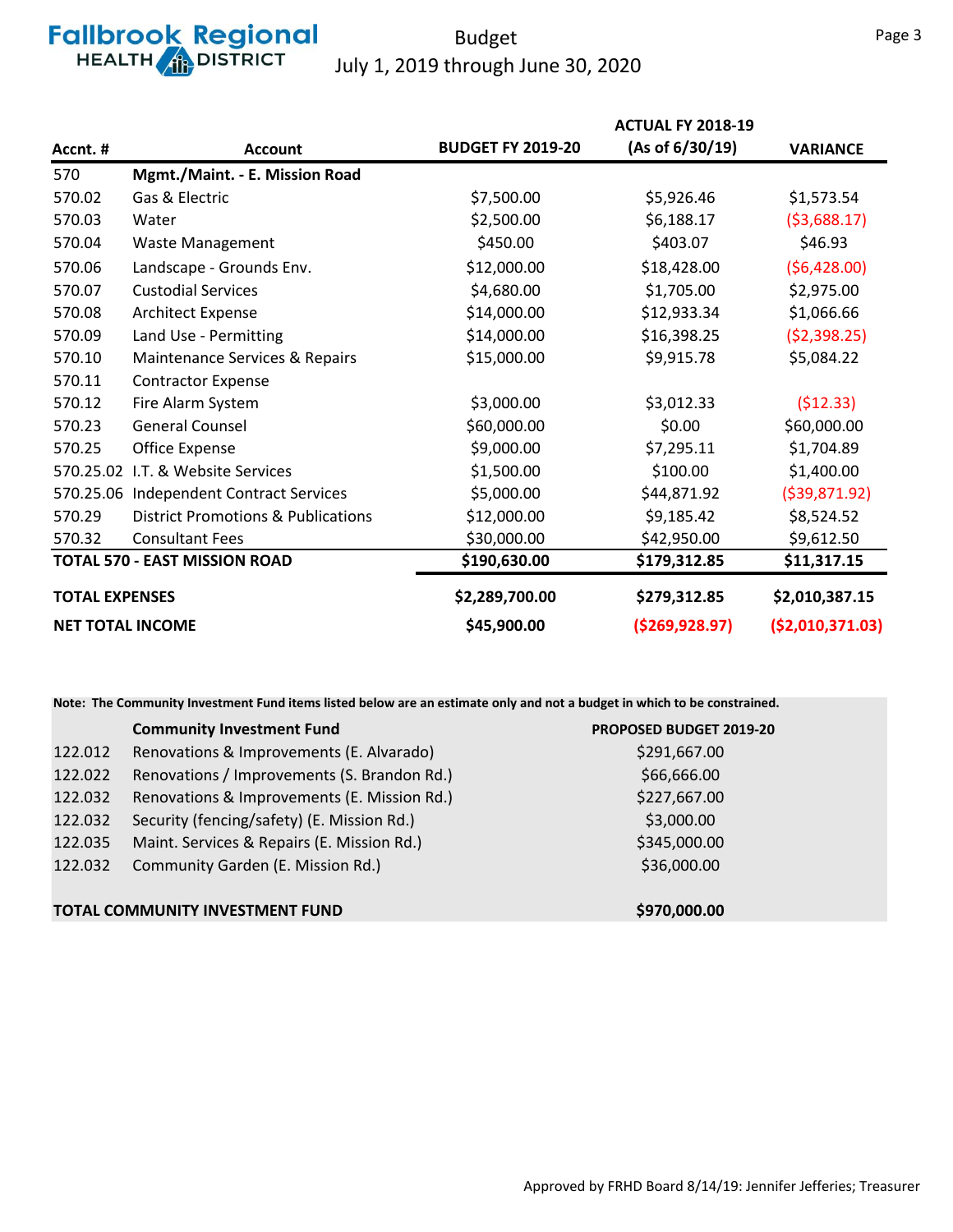# Fallbrook Regional Health District

## Budget
## July 1, 2019 through June 30, 2020

| Accnt. # | Account | BUDGET FY 2019-20 | ACTUAL FY 2018-19 (As of 6/30/19) | VARIANCE |
|---|---|---|---|---|
| 570 | **Mgmt./Maint. - E. Mission Road** | | | |
| 570.02 | Gas & Electric | $7,500.00 | $5,926.46 | $1,573.54 |
| 570.03 | Water | $2,500.00 | $6,188.17 | ($3,688.17) |
| 570.04 | Waste Management | $450.00 | $403.07 | $46.93 |
| 570.06 | Landscape - Grounds Env. | $12,000.00 | $18,428.00 | ($6,428.00) |
| 570.07 | Custodial Services | $4,680.00 | $1,705.00 | $2,975.00 |
| 570.08 | Architect Expense | $14,000.00 | $12,933.34 | $1,066.66 |
| 570.09 | Land Use - Permitting | $14,000.00 | $16,398.25 | ($2,398.25) |
| 570.10 | Maintenance Services & Repairs | $15,000.00 | $9,915.78 | $5,084.22 |
| 570.11 | Contractor Expense | | | |
| 570.12 | Fire Alarm System | $3,000.00 | $3,012.33 | ($12.33) |
| 570.23 | General Counsel | $60,000.00 | $0.00 | $60,000.00 |
| 570.25 | Office Expense | $9,000.00 | $7,295.11 | $1,704.89 |
| 570.25.02 | I.T. & Website Services | $1,500.00 | $100.00 | $1,400.00 |
| 570.25.06 | Independent Contract Services | $5,000.00 | $44,871.92 | ($39,871.92) |
| 570.29 | District Promotions & Publications | $12,000.00 | $9,185.42 | $8,524.52 |
| 570.32 | Consultant Fees | $30,000.00 | $42,950.00 | $9,612.50 |
| **TOTAL 570 - EAST MISSION ROAD** | | **$190,630.00** | **$179,312.85** | **$11,317.15** |
| **TOTAL EXPENSES** | | **$2,289,700.00** | **$279,312.85** | **$2,010,387.15** |
| **NET TOTAL INCOME** | | **$45,900.00** | **($269,928.97)** | **($2,010,371.03)** |

**Note: The Community Investment Fund items listed below are an estimate only and not a budget in which to be constrained.**

| | **Community Investment Fund** | **PROPOSED BUDGET 2019-20** |
|---|---|---|
| 122.012 | Renovations & Improvements (E. Alvarado) | $291,667.00 |
| 122.022 | Renovations / Improvements (S. Brandon Rd.) | $66,666.00 |
| 122.032 | Renovations & Improvements (E. Mission Rd.) | $227,667.00 |
| 122.032 | Security (fencing/safety) (E. Mission Rd.) | $3,000.00 |
| 122.035 | Maint. Services & Repairs (E. Mission Rd.) | $345,000.00 |
| 122.032 | Community Garden (E. Mission Rd.) | $36,000.00 |
| **TOTAL COMMUNITY INVESTMENT FUND** | | **$970,000.00** |

Approved by FRHD Board 8/14/19: Jennifer Jefferies; Treasurer